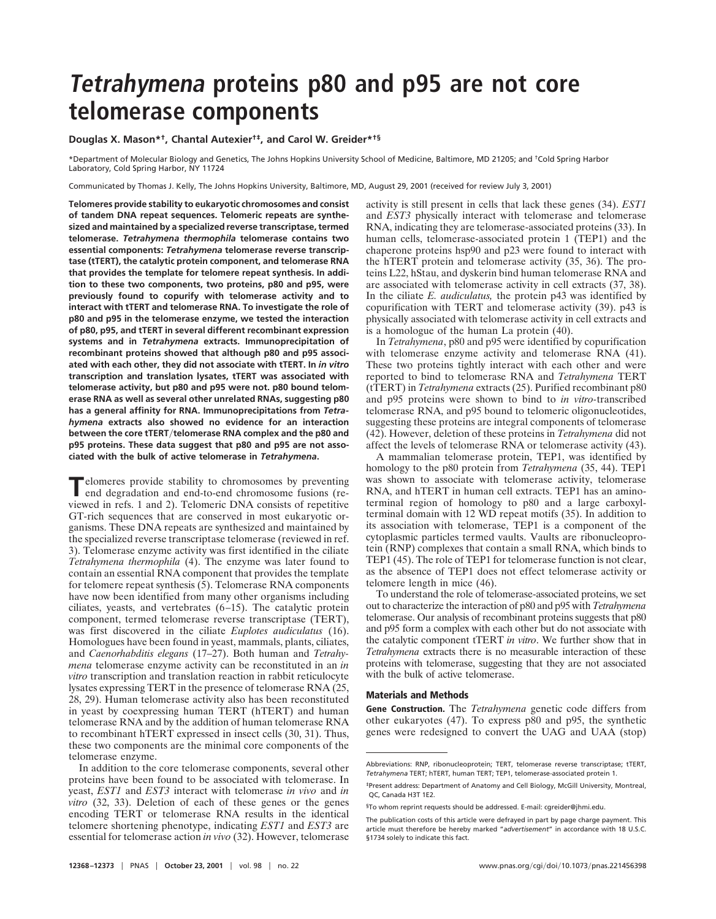# *Tetrahymena* proteins p80 and p95 are not core telomerase components

**Douglas X. Mason*†, Chantal Autexier†‡, and Carol W. Greider*†§**

*Department of Molecular Biology and Genetics, The Johns Hopkins University School of Medicine, Baltimore, MD 21205; and †Cold Spring Harbor Laboratory, Cold Spring Harbor, NY 11724

Communicated by Thomas J. Kelly, The Johns Hopkins University, Baltimore, MD, August 29, 2001 (received for review July 3, 2001)

**Telomeres provide stability to eukaryotic chromosomes and consist of tandem DNA repeat sequences. Telomeric repeats are synthesized and maintained by a specialized reverse transcriptase, termed telomerase. *Tetrahymena thermophila* telomerase contains two essential components: *Tetrahymena* telomerase reverse transcriptase (tTERT), the catalytic protein component, and telomerase RNA that provides the template for telomere repeat synthesis. In addition to these two components, two proteins, p80 and p95, were previously found to copurify with telomerase activity and to interact with tTERT and telomerase RNA. To investigate the role of p80 and p95 in the telomerase enzyme, we tested the interaction of p80, p95, and tTERT in several different recombinant expression systems and in *Tetrahymena* extracts. Immunoprecipitation of recombinant proteins showed that although p80 and p95 associated with each other, they did not associate with tTERT. In *in vitro* transcription and translation lysates, tTERT was associated with telomerase activity, but p80 and p95 were not. p80 bound telomerase RNA as well as several other unrelated RNAs, suggesting p80 has a general affinity for RNA. Immunoprecipitations from *Tetrahymena* extracts also showed no evidence for an interaction between the core tTERT/telomerase RNA complex and the p80 and p95 proteins. These data suggest that p80 and p95 are not associated with the bulk of active telomerase in *Tetrahymena*.**

Telomeres provide stability to chromosomes by preventing end degradation and end-to-end chromosome fusions (reviewed in refs. 1 and 2). Telomeric DNA consists of repetitive GT-rich sequences that are conserved in most eukaryotic organisms. These DNA repeats are synthesized and maintained by the specialized reverse transcriptase telomerase (reviewed in ref. 3). Telomerase enzyme activity was first identified in the ciliate *Tetrahymena thermophila* (4). The enzyme was later found to contain an essential RNA component that provides the template for telomere repeat synthesis (5). Telomerase RNA components have now been identified from many other organisms including ciliates, yeasts, and vertebrates (6–15). The catalytic protein component, termed telomerase reverse transcriptase (TERT), was first discovered in the ciliate *Euplotes auduiculatus* (16). Homologues have been found in yeast, mammals, plants, ciliates, and *Caenorhabditis elegans* (17–27). Both human and *Tetrahymena* telomerase enzyme activity can be reconstituted in an *in vitro* transcription and translation reaction in rabbit reticulocyte lysates expressing TERT in the presence of telomerase RNA (25, 28, 29). Human telomerase activity also has been reconstituted in yeast by coexpressing human TERT (hTERT) and human telomerase RNA and by the addition of human telomerase RNA to recombinant hTERT expressed in insect cells (30, 31). Thus, these two components are the minimal core components of the telomerase enzyme.

In addition to the core telomerase components, several other proteins have been found to be associated with telomerase. In yeast, *EST1* and *EST3* interact with telomerase *in vivo* and *in vitro* (32, 33). Deletion of each of these genes or the genes encoding TERT or telomerase RNA results in the identical telomere shortening phenotype, indicating *EST1* and *EST3* are essential for telomerase action *in vivo* (32). However, telomerase activity is still present in cells that lack these genes (34). *EST1* and *EST3* physically interact with telomerase and telomerase RNA, indicating they are telomerase-associated proteins (33). In human cells, telomerase-associated protein 1 (TEP1) and the chaperone proteins hsp90 and p23 were found to interact with the hTERT protein and telomerase activity (35, 36). The proteins L22, hStau, and dyskerin bind human telomerase RNA and are associated with telomerase activity in cell extracts (37, 38). In the ciliate *E. audiculatus,* the protein p43 was identified by copurification with TERT and telomerase activity (39). p43 is physically associated with telomerase activity in cell extracts and is a homologue of the human La protein (40).

In *Tetrahymena*, p80 and p95 were identified by copurification with telomerase enzyme activity and telomerase RNA (41). These two proteins tightly interact with each other and were reported to bind to telomerase RNA and *Tetrahymena* TERT (tTERT) in *Tetrahymena* extracts (25). Purified recombinant p80 and p95 proteins were shown to bind to *in vitro*-transcribed telomerase RNA, and p95 bound to telomeric oligonucleotides, suggesting these proteins are integral components of telomerase (42). However, deletion of these proteins in *Tetrahymena* did not affect the levels of telomerase RNA or telomerase activity (43).

A mammalian telomerase protein, TEP1, was identified by homology to the p80 protein from *Tetrahymena* (35, 44). TEP1 was shown to associate with telomerase activity, telomerase RNA, and hTERT in human cell extracts. TEP1 has an amino-terminal region of homology to p80 and a large carboxyl-terminal domain with 12 WD repeat motifs (35). In addition to its association with telomerase, TEP1 is a component of the cytoplasmic particles termed vaults. Vaults are ribonucleoprotein (RNP) complexes that contain a small RNA, which binds to TEP1 (45). The role of TEP1 for telomerase function is not clear, as the absence of TEP1 does not effect telomerase activity or telomere length in mice (46).

To understand the role of telomerase-associated proteins, we set out to characterize the interaction of p80 and p95 with *Tetrahymena* telomerase. Our analysis of recombinant proteins suggests that p80 and p95 form a complex with each other but do not associate with the catalytic component tTERT *in vitro*. We further show that in *Tetrahymena* extracts there is no measurable interaction of these proteins with telomerase, suggesting that they are not associated with the bulk of active telomerase.

## Materials and Methods

**Gene Construction.** The *Tetrahymena* genetic code differs from other eukaryotes (47). To express p80 and p95, the synthetic genes were redesigned to convert the UAG and UAA (stop)

---

Abbreviations: RNP, ribonucleoprotein; TERT, telomerase reverse transcriptase; tTERT, *Tetrahymena* TERT; hTERT, human TERT; TEP1, telomerase-associated protein 1.

‡Present address: Department of Anatomy and Cell Biology, McGill University, Montreal, QC, Canada H3T 1E2.

§To whom reprint requests should be addressed. E-mail: cgreider@jhmi.edu.

The publication costs of this article were defrayed in part by page charge payment. This article must therefore be hereby marked "*advertisement*" in accordance with 18 U.S.C. §1734 solely to indicate this fact.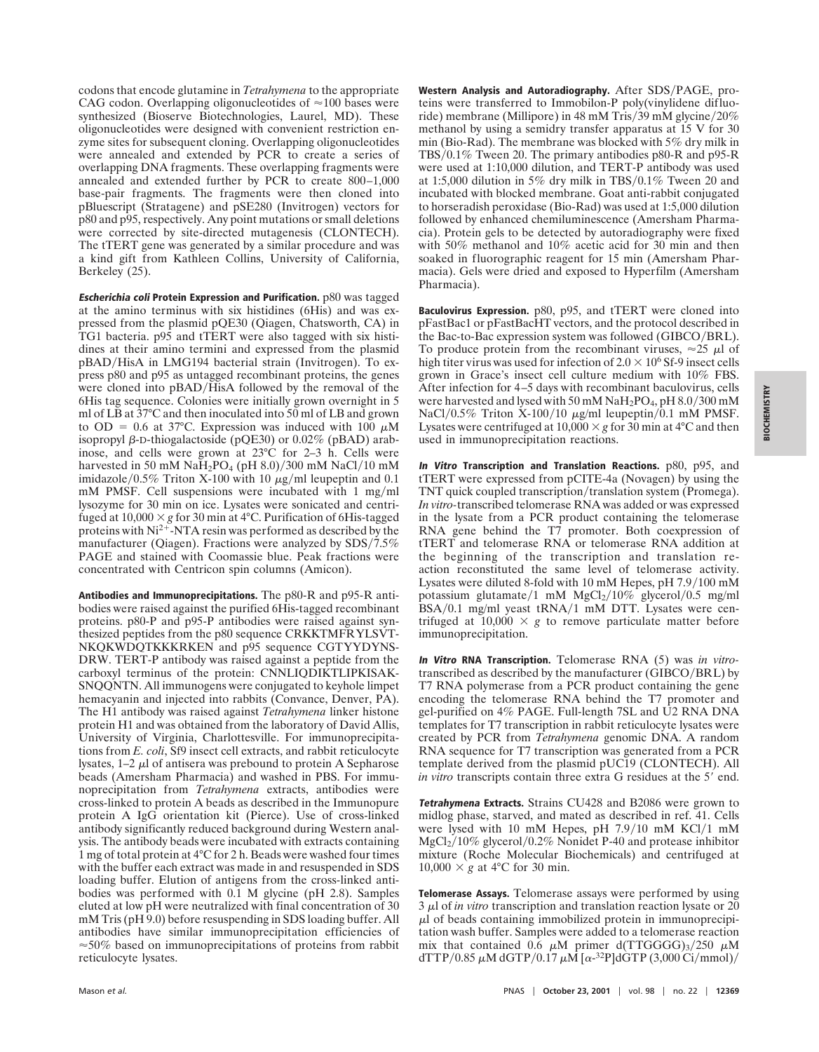codons that encode glutamine in *Tetrahymena* to the appropriate CAG codon. Overlapping oligonucleotides of ≈100 bases were synthesized (Bioserve Biotechnologies, Laurel, MD). These oligonucleotides were designed with convenient restriction enzyme sites for subsequent cloning. Overlapping oligonucleotides were annealed and extended by PCR to create a series of overlapping DNA fragments. These overlapping fragments were annealed and extended further by PCR to create 800–1,000 base-pair fragments. The fragments were then cloned into pBluescript (Stratagene) and pSE280 (Invitrogen) vectors for p80 and p95, respectively. Any point mutations or small deletions were corrected by site-directed mutagenesis (CLONTECH). The tTERT gene was generated by a similar procedure and was a kind gift from Kathleen Collins, University of California, Berkeley (25).

**_Escherichia coli_ Protein Expression and Purification.** p80 was tagged at the amino terminus with six histidines (6His) and was expressed from the plasmid pQE30 (Qiagen, Chatsworth, CA) in TG1 bacteria. p95 and tTERT were also tagged with six histidines at their amino termini and expressed from the plasmid pBAD/HisA in LMG194 bacterial strain (Invitrogen). To express p80 and p95 as untagged recombinant proteins, the genes were cloned into pBAD/HisA followed by the removal of the 6His tag sequence. Colonies were initially grown overnight in 5 ml of LB at 37°C and then inoculated into 50 ml of LB and grown to OD = 0.6 at 37°C. Expression was induced with 100 μM isopropyl β-D-thiogalactoside (pQE30) or 0.02% (pBAD) arabinose, and cells were grown at 23°C for 2–3 h. Cells were harvested in 50 mM $NaH_2PO_4$ (pH 8.0)/300 mM NaCl/10 mM imidazole/0.5% Triton X-100 with 10 μg/ml leupeptin and 0.1 mM PMSF. Cell suspensions were incubated with 1 mg/ml lysozyme for 30 min on ice. Lysates were sonicated and centrifuged at 10,000 × *g* for 30 min at 4°C. Purification of 6His-tagged proteins with $Ni^{2+}$-NTA resin was performed as described by the manufacturer (Qiagen). Fractions were analyzed by SDS/7.5% PAGE and stained with Coomassie blue. Peak fractions were concentrated with Centricon spin columns (Amicon).

**Antibodies and Immunoprecipitations.** The p80-R and p95-R antibodies were raised against the purified 6His-tagged recombinant proteins. p80-P and p95-P antibodies were raised against synthesized peptides from the p80 sequence CRKKTMFRYLSVT-NKQKWDQTKKKRKEN and p95 sequence CGTYYDYNS-DRW. TERT-P antibody was raised against a peptide from the carboxyl terminus of the protein: CNNLIQDIKTLIPKISAK-SNQQNTN. All immunogens were conjugated to keyhole limpet hemacyanin and injected into rabbits (Convance, Denver, PA). The H1 antibody was raised against *Tetrahymena* linker histone protein H1 and was obtained from the laboratory of David Allis, University of Virginia, Charlottesville. For immunoprecipitations from *E. coli*, Sf9 insect cell extracts, and rabbit reticulocyte lysates, 1–2 μl of antisera was prebound to protein A Sepharose beads (Amersham Pharmacia) and washed in PBS. For immunoprecipitation from *Tetrahymena* extracts, antibodies were cross-linked to protein A beads as described in the Immunopure protein A IgG orientation kit (Pierce). Use of cross-linked antibody significantly reduced background during Western analysis. The antibody beads were incubated with extracts containing 1 mg of total protein at 4°C for 2 h. Beads were washed four times with the buffer each extract was made in and resuspended in SDS loading buffer. Elution of antigens from the cross-linked antibodies was performed with 0.1 M glycine (pH 2.8). Samples eluted at low pH were neutralized with final concentration of 30 mM Tris (pH 9.0) before resuspending in SDS loading buffer. All antibodies have similar immunoprecipitation efficiencies of ≈50% based on immunoprecipitations of proteins from rabbit reticulocyte lysates.

**Western Analysis and Autoradiography.** After SDS/PAGE, proteins were transferred to Immobilon-P poly(vinylidene difluoride) membrane (Millipore) in 48 mM Tris/39 mM glycine/20% methanol by using a semidry transfer apparatus at 15 V for 30 min (Bio-Rad). The membrane was blocked with 5% dry milk in TBS/0.1% Tween 20. The primary antibodies p80-R and p95-R were used at 1:10,000 dilution, and TERT-P antibody was used at 1:5,000 dilution in 5% dry milk in TBS/0.1% Tween 20 and incubated with blocked membrane. Goat anti-rabbit conjugated to horseradish peroxidase (Bio-Rad) was used at 1:5,000 dilution followed by enhanced chemiluminescence (Amersham Pharmacia). Protein gels to be detected by autoradiography were fixed with 50% methanol and 10% acetic acid for 30 min and then soaked in fluorographic reagent for 15 min (Amersham Pharmacia). Gels were dried and exposed to Hyperfilm (Amersham Pharmacia).

**Baculovirus Expression.** p80, p95, and tTERT were cloned into pFastBac1 or pFastBacHT vectors, and the protocol described in the Bac-to-Bac expression system was followed (GIBCO/BRL). To produce protein from the recombinant viruses, ≈25 μl of high titer virus was used for infection of $2.0 \times 10^6$ Sf-9 insect cells grown in Grace's insect cell culture medium with 10% FBS. After infection for 4–5 days with recombinant baculovirus, cells were harvested and lysed with 50 mM $NaH_2PO_4$, pH 8.0/300 mM NaCl/0.5% Triton X-100/10 μg/ml leupeptin/0.1 mM PMSF. Lysates were centrifuged at 10,000 × *g* for 30 min at 4°C and then used in immunoprecipitation reactions.

**_In Vitro_ Transcription and Translation Reactions.** p80, p95, and tTERT were expressed from pCITE-4a (Novagen) by using the TNT quick coupled transcription/translation system (Promega). *In vitro*-transcribed telomerase RNA was added or was expressed in the lysate from a PCR product containing the telomerase RNA gene behind the T7 promoter. Both coexpression of tTERT and telomerase RNA or telomerase RNA addition at the beginning of the transcription and translation reaction reconstituted the same level of telomerase activity. Lysates were diluted 8-fold with 10 mM Hepes, pH 7.9/100 mM potassium glutamate/1 mM $MgCl_2$/10% glycerol/0.5 mg/ml BSA/0.1 mg/ml yeast tRNA/1 mM DTT. Lysates were centrifuged at 10,000 × *g* to remove particulate matter before immunoprecipitation.

**_In Vitro_ RNA Transcription.** Telomerase RNA (5) was *in vitro*-transcribed as described by the manufacturer (GIBCO/BRL) by T7 RNA polymerase from a PCR product containing the gene encoding the telomerase RNA behind the T7 promoter and gel-purified on 4% PAGE. Full-length 7SL and U2 RNA DNA templates for T7 transcription in rabbit reticulocyte lysates were created by PCR from *Tetrahymena* genomic DNA. A random RNA sequence for T7 transcription was generated from a PCR template derived from the plasmid pUC19 (CLONTECH). All *in vitro* transcripts contain three extra G residues at the 5′ end.

**_Tetrahymena_ Extracts.** Strains CU428 and B2086 were grown to midlog phase, starved, and mated as described in ref. 41. Cells were lysed with 10 mM Hepes, pH 7.9/10 mM KCl/1 mM $MgCl_2$/10% glycerol/0.2% Nonidet P-40 and protease inhibitor mixture (Roche Molecular Biochemicals) and centrifuged at 10,000 × *g* at 4°C for 30 min.

**Telomerase Assays.** Telomerase assays were performed by using 3 μl of *in vitro* transcription and translation reaction lysate or 20 μl of beads containing immobilized protein in immunoprecipitation wash buffer. Samples were added to a telomerase reaction mix that contained 0.6 μM primer d(TTGGGG)$_3$/250 μM dTTP/0.85 μM dGTP/0.17 μM [α-$^{32}$P]dGTP (3,000 Ci/mmol)/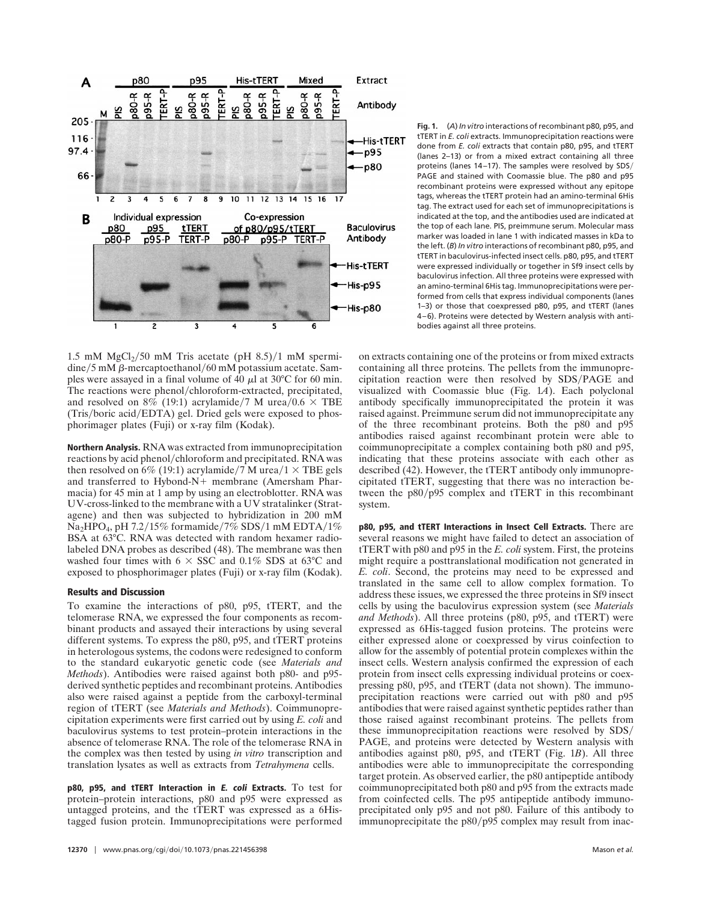**Fig. 1.** (*A*) *In vitro* interactions of recombinant p80, p95, and tTERT in *E. coli* extracts. Immunoprecipitation reactions were done from *E. coli* extracts that contain p80, p95, and tTERT (lanes 2–13) or from a mixed extract containing all three proteins (lanes 14–17). The samples were resolved by SDS/PAGE and stained with Coomassie blue. The p80 and p95 recombinant proteins were expressed without any epitope tags, whereas the tTERT protein had an amino-terminal 6His tag. The extract used for each set of immunoprecipitations is indicated at the top, and the antibodies used are indicated at the top of each lane. PIS, preimmune serum. Molecular mass marker was loaded in lane 1 with indicated masses in kDa to the left. (*B*) *In vitro* interactions of recombinant p80, p95, and tTERT in baculovirus-infected insect cells. p80, p95, and tTERT were expressed individually or together in Sf9 insect cells by baculovirus infection. All three proteins were expressed with an amino-terminal 6His tag. Immunoprecipitations were performed from cells that express individual components (lanes 1–3) or those that coexpressed p80, p95, and tTERT (lanes 4–6). Proteins were detected by Western analysis with antibodies against all three proteins.

1.5 mM $MgCl_2$/50 mM Tris acetate (pH 8.5)/1 mM spermidine/5 mM β-mercaptoethanol/60 mM potassium acetate. Samples were assayed in a final volume of 40 μl at 30°C for 60 min. The reactions were phenol/chloroform-extracted, precipitated, and resolved on 8% (19:1) acrylamide/7 M urea/0.6 × TBE (Tris/boric acid/EDTA) gel. Dried gels were exposed to phosphorimager plates (Fuji) or x-ray film (Kodak).

**Northern Analysis.** RNA was extracted from immunoprecipitation reactions by acid phenol/chloroform and precipitated. RNA was then resolved on 6% (19:1) acrylamide/7 M urea/1 × TBE gels and transferred to Hybond-N+ membrane (Amersham Pharmacia) for 45 min at 1 amp by using an electroblotter. RNA was UV-cross-linked to the membrane with a UV stratalinker (Stratagene) and then was subjected to hybridization in 200 mM $Na_2HPO_4$, pH 7.2/15% formamide/7% SDS/1 mM EDTA/1% BSA at 63°C. RNA was detected with random hexamer radiolabeled DNA probes as described (48). The membrane was then washed four times with 6 × SSC and 0.1% SDS at 63°C and exposed to phosphorimager plates (Fuji) or x-ray film (Kodak).

## Results and Discussion

To examine the interactions of p80, p95, tTERT, and the telomerase RNA, we expressed the four components as recombinant products and assayed their interactions by using several different systems. To express the p80, p95, and tTERT proteins in heterologous systems, the codons were redesigned to conform to the standard eukaryotic genetic code (see *Materials and Methods*). Antibodies were raised against both p80- and p95-derived synthetic peptides and recombinant proteins. Antibodies also were raised against a peptide from the carboxyl-terminal region of tTERT (see *Materials and Methods*). Coimmunoprecipitation experiments were first carried out by using *E. coli* and baculovirus systems to test protein–protein interactions in the absence of telomerase RNA. The role of the telomerase RNA in the complex was then tested by using *in vitro* transcription and translation lysates as well as extracts from *Tetrahymena* cells.

**p80, p95, and tTERT Interaction in *E. coli* Extracts.** To test for protein–protein interactions, p80 and p95 were expressed as untagged proteins, and the tTERT was expressed as a 6His-tagged fusion protein. Immunoprecipitations were performed on extracts containing one of the proteins or from mixed extracts containing all three proteins. The pellets from the immunoprecipitation reaction were then resolved by SDS/PAGE and visualized with Coomassie blue (Fig. 1*A*). Each polyclonal antibody specifically immunoprecipitated the protein it was raised against. Preimmune serum did not immunoprecipitate any of the three recombinant proteins. Both the p80 and p95 antibodies raised against recombinant protein were able to coimmunoprecipitate a complex containing both p80 and p95, indicating that these proteins associate with each other as described (42). However, the tTERT antibody only immunoprecipitated tTERT, suggesting that there was no interaction between the p80/p95 complex and tTERT in this recombinant system.

**p80, p95, and tTERT Interactions in Insect Cell Extracts.** There are several reasons we might have failed to detect an association of tTERT with p80 and p95 in the *E. coli* system. First, the proteins might require a posttranslational modification not generated in *E. coli*. Second, the proteins may need to be expressed and translated in the same cell to allow complex formation. To address these issues, we expressed the three proteins in Sf9 insect cells by using the baculovirus expression system (see *Materials and Methods*). All three proteins (p80, p95, and tTERT) were expressed as 6His-tagged fusion proteins. The proteins were either expressed alone or coexpressed by virus coinfection to allow for the assembly of potential protein complexes within the insect cells. Western analysis confirmed the expression of each protein from insect cells expressing individual proteins or coexpressing p80, p95, and tTERT (data not shown). The immunoprecipitation reactions were carried out with p80 and p95 antibodies that were raised against synthetic peptides rather than those raised against recombinant proteins. The pellets from these immunoprecipitation reactions were resolved by SDS/PAGE, and proteins were detected by Western analysis with antibodies against p80, p95, and tTERT (Fig. 1*B*). All three antibodies were able to immunoprecipitate the corresponding target protein. As observed earlier, the p80 antipeptide antibody coimmunoprecipitated both p80 and p95 from the extracts made from coinfected cells. The p95 antipeptide antibody immunoprecipitated only p95 and not p80. Failure of this antibody to immunoprecipitate the p80/p95 complex may result from inac-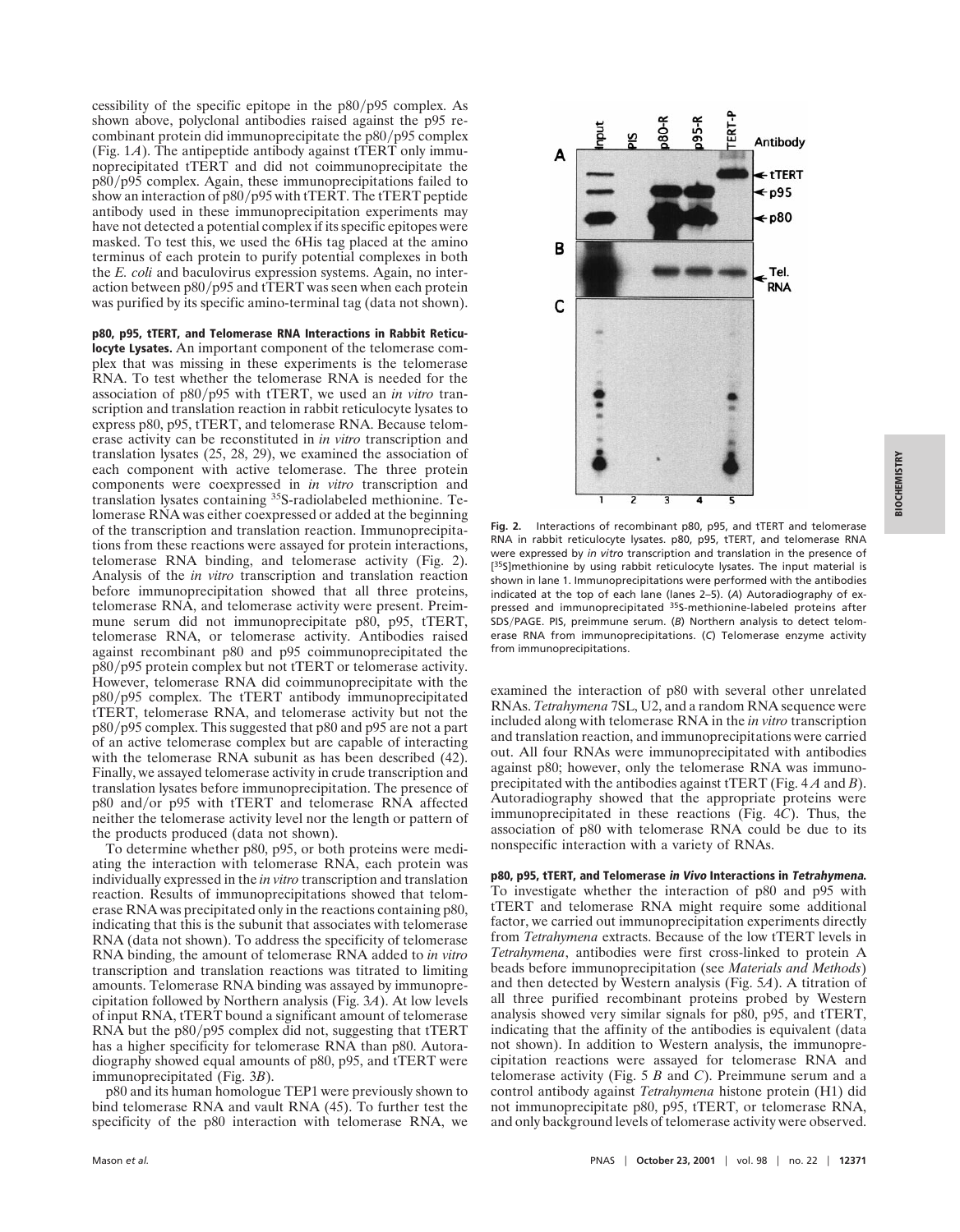cessibility of the specific epitope in the p80/p95 complex. As shown above, polyclonal antibodies raised against the p95 recombinant protein did immunoprecipitate the p80/p95 complex (Fig. 1*A*). The antipeptide antibody against tTERT only immunoprecipitated tTERT and did not coimmunoprecipitate the p80/p95 complex. Again, these immunoprecipitations failed to show an interaction of p80/p95 with tTERT. The tTERT peptide antibody used in these immunoprecipitation experiments may have not detected a potential complex if its specific epitopes were masked. To test this, we used the 6His tag placed at the amino terminus of each protein to purify potential complexes in both the *E. coli* and baculovirus expression systems. Again, no interaction between p80/p95 and tTERT was seen when each protein was purified by its specific amino-terminal tag (data not shown).

**p80, p95, tTERT, and Telomerase RNA Interactions in Rabbit Reticulocyte Lysates.** An important component of the telomerase complex that was missing in these experiments is the telomerase RNA. To test whether the telomerase RNA is needed for the association of p80/p95 with tTERT, we used an *in vitro* transcription and translation reaction in rabbit reticulocyte lysates to express p80, p95, tTERT, and telomerase RNA. Because telomerase activity can be reconstituted in *in vitro* transcription and translation lysates (25, 28, 29), we examined the association of each component with active telomerase. The three protein components were coexpressed in *in vitro* transcription and translation lysates containing $^{35}$S-radiolabeled methionine. Telomerase RNA was either coexpressed or added at the beginning of the transcription and translation reaction. Immunoprecipitations from these reactions were assayed for protein interactions, telomerase RNA binding, and telomerase activity (Fig. 2). Analysis of the *in vitro* transcription and translation reaction before immunoprecipitation showed that all three proteins, telomerase RNA, and telomerase activity were present. Preimmune serum did not immunoprecipitate p80, p95, tTERT, telomerase RNA, or telomerase activity. Antibodies raised against recombinant p80 and p95 coimmunoprecipitated the p80/p95 protein complex but not tTERT or telomerase activity. However, telomerase RNA did coimmunoprecipitate with the p80/p95 complex. The tTERT antibody immunoprecipitated tTERT, telomerase RNA, and telomerase activity but not the p80/p95 complex. This suggested that p80 and p95 are not a part of an active telomerase complex but are capable of interacting with the telomerase RNA subunit as has been described (42). Finally, we assayed telomerase activity in crude transcription and translation lysates before immunoprecipitation. The presence of p80 and/or p95 with tTERT and telomerase RNA affected neither the telomerase activity level nor the length or pattern of the products produced (data not shown).

To determine whether p80, p95, or both proteins were mediating the interaction with telomerase RNA, each protein was individually expressed in the *in vitro* transcription and translation reaction. Results of immunoprecipitations showed that telomerase RNA was precipitated only in the reactions containing p80, indicating that this is the subunit that associates with telomerase RNA (data not shown). To address the specificity of telomerase RNA binding, the amount of telomerase RNA added to *in vitro* transcription and translation reactions was titrated to limiting amounts. Telomerase RNA binding was assayed by immunoprecipitation followed by Northern analysis (Fig. 3*A*). At low levels of input RNA, tTERT bound a significant amount of telomerase RNA but the p80/p95 complex did not, suggesting that tTERT has a higher specificity for telomerase RNA than p80. Autoradiography showed equal amounts of p80, p95, and tTERT were immunoprecipitated (Fig. 3*B*).

p80 and its human homologue TEP1 were previously shown to bind telomerase RNA and vault RNA (45). To further test the specificity of the p80 interaction with telomerase RNA, we examined the interaction of p80 with several other unrelated RNAs. *Tetrahymena* 7SL, U2, and a random RNA sequence were included along with telomerase RNA in the *in vitro* transcription and translation reaction, and immunoprecipitations were carried out. All four RNAs were immunoprecipitated with antibodies against p80; however, only the telomerase RNA was immunoprecipitated with the antibodies against tTERT (Fig. 4 *A* and *B*). Autoradiography showed that the appropriate proteins were immunoprecipitated in these reactions (Fig. 4*C*). Thus, the association of p80 with telomerase RNA could be due to its nonspecific interaction with a variety of RNAs.

**Fig. 2.** Interactions of recombinant p80, p95, and tTERT and telomerase RNA in rabbit reticulocyte lysates. p80, p95, tTERT, and telomerase RNA were expressed by *in vitro* transcription and translation in the presence of [$^{35}$S]methionine by using rabbit reticulocyte lysates. The input material is shown in lane 1. Immunoprecipitations were performed with the antibodies indicated at the top of each lane (lanes 2–5). (*A*) Autoradiography of expressed and immunoprecipitated $^{35}$S-methionine-labeled proteins after SDS/PAGE. PIS, preimmune serum. (*B*) Northern analysis to detect telomerase RNA from immunoprecipitations. (*C*) Telomerase enzyme activity from immunoprecipitations.

**p80, p95, tTERT, and Telomerase *in Vivo* Interactions in *Tetrahymena*.** To investigate whether the interaction of p80 and p95 with tTERT and telomerase RNA might require some additional factor, we carried out immunoprecipitation experiments directly from *Tetrahymena* extracts. Because of the low tTERT levels in *Tetrahymena*, antibodies were first cross-linked to protein A beads before immunoprecipitation (see *Materials and Methods*) and then detected by Western analysis (Fig. 5*A*). A titration of all three purified recombinant proteins probed by Western analysis showed very similar signals for p80, p95, and tTERT, indicating that the affinity of the antibodies is equivalent (data not shown). In addition to Western analysis, the immunoprecipitation reactions were assayed for telomerase RNA and telomerase activity (Fig. 5 *B* and *C*). Preimmune serum and a control antibody against *Tetrahymena* histone protein (H1) did not immunoprecipitate p80, p95, tTERT, or telomerase RNA, and only background levels of telomerase activity were observed.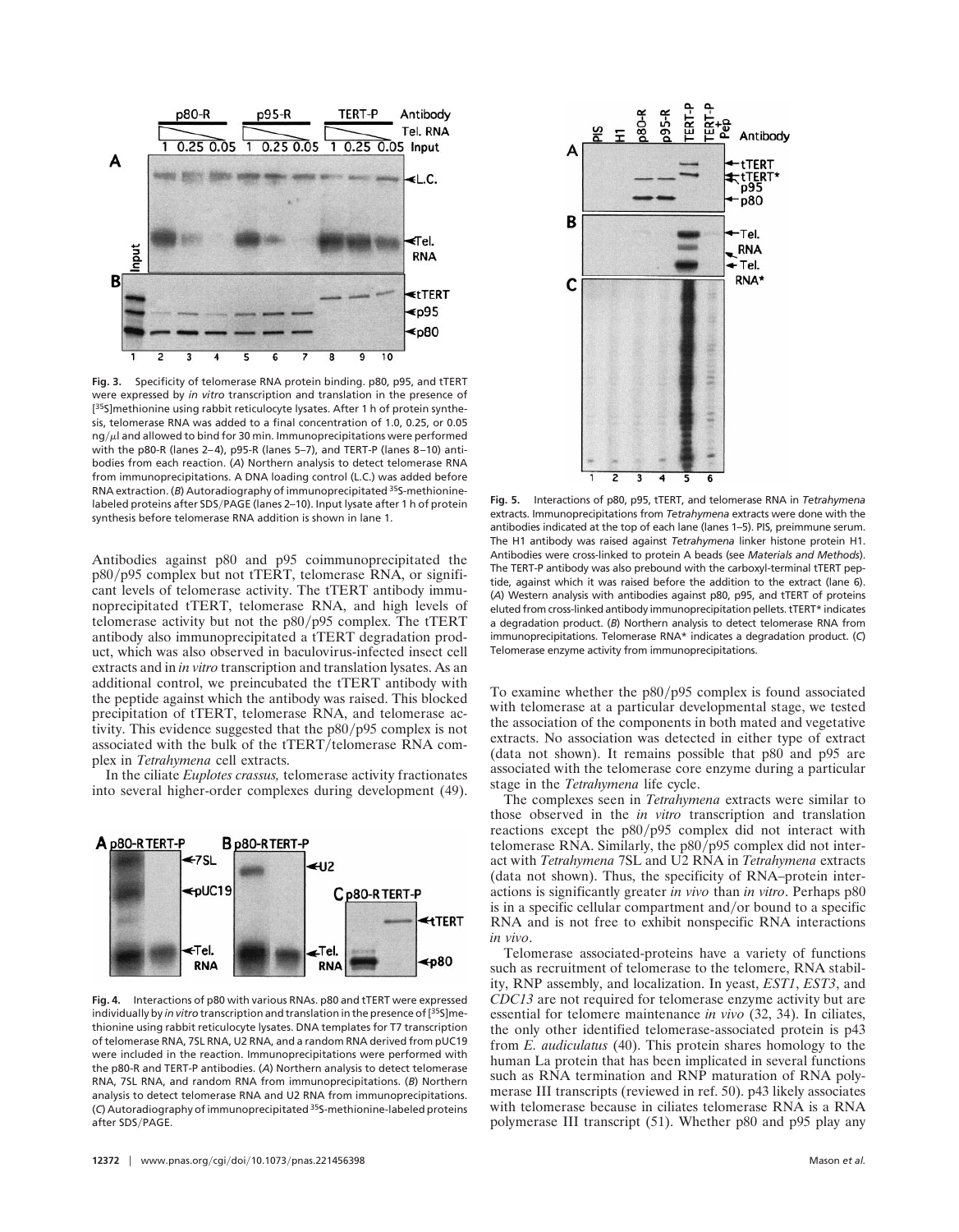**Fig. 3.** Specificity of telomerase RNA protein binding. p80, p95, and tTERT were expressed by *in vitro* transcription and translation in the presence of [$^{35}$S]methionine using rabbit reticulocyte lysates. After 1 h of protein synthesis, telomerase RNA was added to a final concentration of 1.0, 0.25, or 0.05 ng/μl and allowed to bind for 30 min. Immunoprecipitations were performed with the p80-R (lanes 2–4), p95-R (lanes 5–7), and TERT-P (lanes 8–10) antibodies from each reaction. (*A*) Northern analysis to detect telomerase RNA from immunoprecipitations. A DNA loading control (L.C.) was added before RNA extraction. (*B*) Autoradiography of immunoprecipitated $^{35}$S-methionine-labeled proteins after SDS/PAGE (lanes 2–10). Input lysate after 1 h of protein synthesis before telomerase RNA addition is shown in lane 1.

Antibodies against p80 and p95 coimmunoprecipitated the p80/p95 complex but not tTERT, telomerase RNA, or significant levels of telomerase activity. The tTERT antibody immunoprecipitated tTERT, telomerase RNA, and high levels of telomerase activity but not the p80/p95 complex. The tTERT antibody also immunoprecipitated a tTERT degradation product, which was also observed in baculovirus-infected insect cell extracts and in *in vitro* transcription and translation lysates. As an additional control, we preincubated the tTERT antibody with the peptide against which the antibody was raised. This blocked precipitation of tTERT, telomerase RNA, and telomerase activity. This evidence suggested that the p80/p95 complex is not associated with the bulk of the tTERT/telomerase RNA complex in *Tetrahymena* cell extracts.

In the ciliate *Euplotes crassus,* telomerase activity fractionates into several higher-order complexes during development (49).

**Fig. 4.** Interactions of p80 with various RNAs. p80 and tTERT were expressed individually by *in vitro* transcription and translation in the presence of [$^{35}$S]methionine using rabbit reticulocyte lysates. DNA templates for T7 transcription of telomerase RNA, 7SL RNA, U2 RNA, and a random RNA derived from pUC19 were included in the reaction. Immunoprecipitations were performed with the p80-R and TERT-P antibodies. (*A*) Northern analysis to detect telomerase RNA, 7SL RNA, and random RNA from immunoprecipitations. (*B*) Northern analysis to detect telomerase RNA and U2 RNA from immunoprecipitations. (*C*) Autoradiography of immunoprecipitated $^{35}$S-methionine-labeled proteins after SDS/PAGE.

**Fig. 5.** Interactions of p80, p95, tTERT, and telomerase RNA in *Tetrahymena* extracts. Immunoprecipitations from *Tetrahymena* extracts were done with the antibodies indicated at the top of each lane (lanes 1–5). PIS, preimmune serum. The H1 antibody was raised against *Tetrahymena* linker histone protein H1. Antibodies were cross-linked to protein A beads (see *Materials and Methods*). The TERT-P antibody was also prebound with the carboxyl-terminal tTERT peptide, against which it was raised before the addition to the extract (lane 6). (*A*) Western analysis with antibodies against p80, p95, and tTERT of proteins eluted from cross-linked antibody immunoprecipitation pellets. tTERT* indicates a degradation product. (*B*) Northern analysis to detect telomerase RNA from immunoprecipitations. Telomerase RNA* indicates a degradation product. (*C*) Telomerase enzyme activity from immunoprecipitations.

To examine whether the p80/p95 complex is found associated with telomerase at a particular developmental stage, we tested the association of the components in both mated and vegetative extracts. No association was detected in either type of extract (data not shown). It remains possible that p80 and p95 are associated with the telomerase core enzyme during a particular stage in the *Tetrahymena* life cycle.

The complexes seen in *Tetrahymena* extracts were similar to those observed in the *in vitro* transcription and translation reactions except the p80/p95 complex did not interact with telomerase RNA. Similarly, the p80/p95 complex did not interact with *Tetrahymena* 7SL and U2 RNA in *Tetrahymena* extracts (data not shown). Thus, the specificity of RNA–protein interactions is significantly greater *in vivo* than *in vitro*. Perhaps p80 is in a specific cellular compartment and/or bound to a specific RNA and is not free to exhibit nonspecific RNA interactions *in vivo*.

Telomerase associated-proteins have a variety of functions such as recruitment of telomerase to the telomere, RNA stability, RNP assembly, and localization. In yeast, *EST1*, *EST3*, and *CDC13* are not required for telomerase enzyme activity but are essential for telomere maintenance *in vivo* (32, 34). In ciliates, the only other identified telomerase-associated protein is p43 from *E. audiculatus* (40). This protein shares homology to the human La protein that has been implicated in several functions such as RNA termination and RNP maturation of RNA polymerase III transcripts (reviewed in ref. 50). p43 likely associates with telomerase because in ciliates telomerase RNA is a RNA polymerase III transcript (51). Whether p80 and p95 play any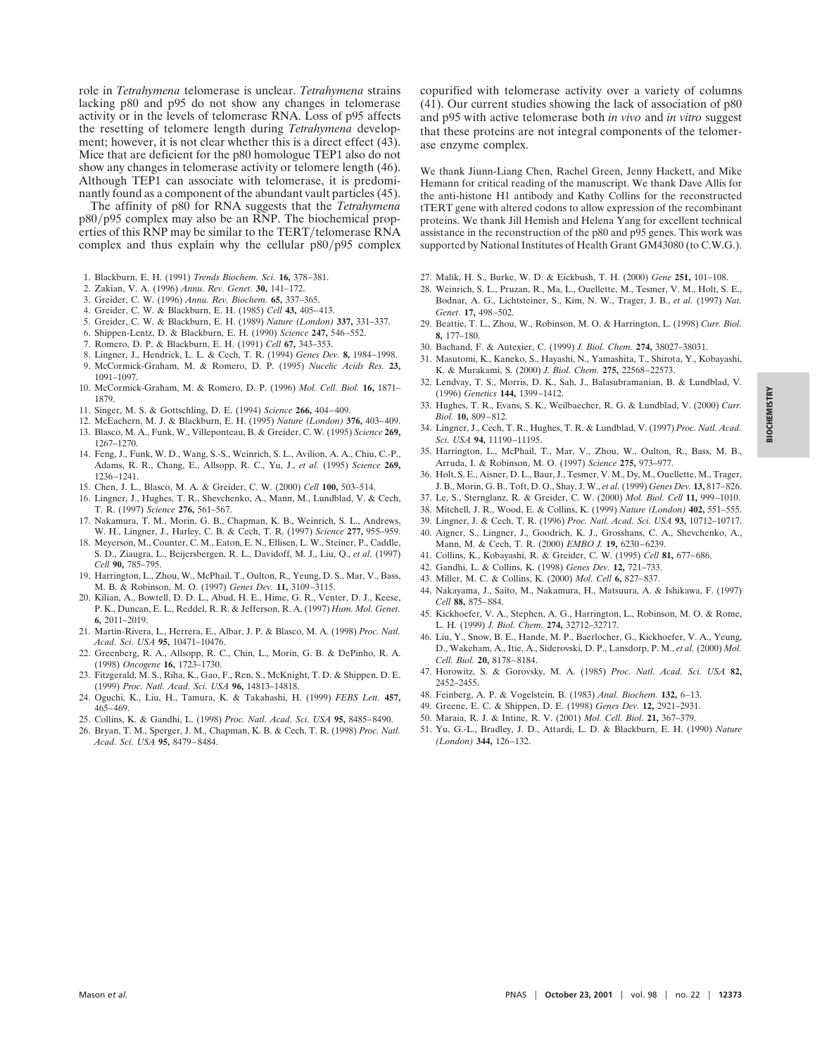role in *Tetrahymena* telomerase is unclear. *Tetrahymena* strains lacking p80 and p95 do not show any changes in telomerase activity or in the levels of telomerase RNA. Loss of p95 affects the resetting of telomere length during *Tetrahymena* development; however, it is not clear whether this is a direct effect (43). Mice that are deficient for the p80 homologue TEP1 also do not show any changes in telomerase activity or telomere length (46). Although TEP1 can associate with telomerase, it is predominantly found as a component of the abundant vault particles (45).

The affinity of p80 for RNA suggests that the *Tetrahymena* p80/p95 complex may also be an RNP. The biochemical properties of this RNP may be similar to the TERT/telomerase RNA complex and thus explain why the cellular p80/p95 complex copurified with telomerase activity over a variety of columns (41). Our current studies showing the lack of association of p80 and p95 with active telomerase both *in vivo* and *in vitro* suggest that these proteins are not integral components of the telomerase enzyme complex.

We thank Jiunn-Liang Chen, Rachel Green, Jenny Hackett, and Mike Hemann for critical reading of the manuscript. We thank Dave Allis for the anti-histone H1 antibody and Kathy Collins for the reconstructed tTERT gene with altered codons to allow expression of the recombinant proteins. We thank Jill Hemish and Helena Yang for excellent technical assistance in the reconstruction of the p80 and p95 genes. This work was supported by National Institutes of Health Grant GM43080 (to C.W.G.).

1. Blackburn, E. H. (1991) *Trends Biochem. Sci.* **16,** 378–381.
2. Zakian, V. A. (1996) *Annu. Rev. Genet.* **30,** 141–172.
3. Greider, C. W. (1996) *Annu. Rev. Biochem.* **65,** 337–365.
4. Greider, C. W. & Blackburn, E. H. (1985) *Cell* **43,** 405–413.
5. Greider, C. W. & Blackburn, E. H. (1989) *Nature (London)* **337,** 331–337.
6. Shippen-Lentz, D. & Blackburn, E. H. (1990) *Science* **247,** 546–552.
7. Romero, D. P. & Blackburn, E. H. (1991) *Cell* **67,** 343–353.
8. Lingner, J., Hendrick, L. L. & Cech, T. R. (1994) *Genes Dev.* **8,** 1984–1998.
9. McCormick-Graham, M. & Romero, D. P. (1995) *Nucelic Acids Res.* **23,** 1091–1097.
10. McCormick-Graham, M. & Romero, D. P. (1996) *Mol. Cell. Biol.* **16,** 1871–1879.
11. Singer, M. S. & Gottschling, D. E. (1994) *Science* **266,** 404–409.
12. McEachern, M. J. & Blackburn, E. H. (1995) *Nature (London)* **376,** 403–409.
13. Blasco, M. A., Funk, W., Villeponteau, B. & Greider, C. W. (1995) *Science* **269,** 1267–1270.
14. Feng, J., Funk, W. D., Wang, S.-S., Weinrich, S. L., Avilion, A. A., Chiu, C.-P., Adams, R. R., Chang, E., Allsopp, R. C., Yu, J., *et al.* (1995) *Science* **269,** 1236–1241.
15. Chen, J. L., Blasco, M. A. & Greider, C. W. (2000) *Cell* **100,** 503–514.
16. Lingner, J., Hughes, T. R., Shevchenko, A., Mann, M., Lundblad, V. & Cech, T. R. (1997) *Science* **276,** 561–567.
17. Nakamura, T. M., Morin, G. B., Chapman, K. B., Weinrich, S. L., Andrews, W. H., Lingner, J., Harley, C. B. & Cech, T. R. (1997) *Science* **277,** 955–959.
18. Meyerson, M., Counter, C. M., Eaton, E. N., Ellisen, L. W., Steiner, P., Caddle, S. D., Ziaugra, L., Beijersbergen, R. L., Davidoff, M. J., Liu, Q., *et al.* (1997) *Cell* **90,** 785–795.
19. Harrington, L., Zhou, W., McPhail, T., Oulton, R., Yeung, D. S., Mar, V., Bass, M. B. & Robinson, M. O. (1997) *Genes Dev.* **11,** 3109–3115.
20. Kilian, A., Bowtell, D. D. L., Abud, H. E., Hime, G. R., Venter, D. J., Keese, P. K., Duncan, E. L., Reddel, R. R. & Jefferson, R. A. (1997) *Hum. Mol. Genet.* **6,** 2011–2019.
21. Martin-Rivera, L., Herrera, E., Albar, J. P. & Blasco, M. A. (1998) *Proc. Natl. Acad. Sci. USA* **95,** 10471–10476.
22. Greenberg, R. A., Allsopp, R. C., Chin, L., Morin, G. B. & DePinho, R. A. (1998) *Oncogene* **16,** 1723–1730.
23. Fitzgerald, M. S., Riha, K., Gao, F., Ren, S., McKnight, T. D. & Shippen, D. E. (1999) *Proc. Natl. Acad. Sci. USA* **96,** 14813–14818.
24. Oguchi, K., Liu, H., Tamura, K. & Takahashi, H. (1999) *FEBS Lett.* **457,** 465–469.
25. Collins, K. & Gandhi, L. (1998) *Proc. Natl. Acad. Sci. USA* **95,** 8485–8490.
26. Bryan, T. M., Sperger, J. M., Chapman, K. B. & Cech, T. R. (1998) *Proc. Natl. Acad. Sci. USA* **95,** 8479–8484.
27. Malik, H. S., Burke, W. D. & Eickbush, T. H. (2000) *Gene* **251,** 101–108.
28. Weinrich, S. L., Pruzan, R., Ma, L., Ouellette, M., Tesmer, V. M., Holt, S. E., Bodnar, A. G., Lichtsteiner, S., Kim, N. W., Trager, J. B., *et al.* (1997) *Nat. Genet.* **17,** 498–502.
29. Beattie, T. L., Zhou, W., Robinson, M. O. & Harrington, L. (1998) *Curr. Biol.* **8,** 177–180.
30. Bachand, F. & Autexier, C. (1999) *J. Biol. Chem.* **274,** 38027–38031.
31. Masutomi, K., Kaneko, S., Hayashi, N., Yamashita, T., Shirota, Y., Kobayashi, K. & Murakami, S. (2000) *J. Biol. Chem.* **275,** 22568–22573.
32. Lendvay, T. S., Morris, D. K., Sah, J., Balasubramanian, B. & Lundblad, V. (1996) *Genetics* **144,** 1399–1412.
33. Hughes, T. R., Evans, S. K., Weilbaecher, R. G. & Lundblad, V. (2000) *Curr. Biol.* **10,** 809–812.
34. Lingner, J., Cech, T. R., Hughes, T. R. & Lundblad, V. (1997) *Proc. Natl. Acad. Sci. USA* **94,** 11190–11195.
35. Harrington, L., McPhail, T., Mar, V., Zhou, W., Oulton, R., Bass, M. B., Arruda, I. & Robinson, M. O. (1997) *Science* **275,** 973–977.
36. Holt, S. E., Aisner, D. L., Baur, J., Tesmer, V. M., Dy, M., Ouellette, M., Trager, J. B., Morin, G. B., Toft, D. O., Shay, J. W., *et al.* (1999) *Genes Dev.* **13,** 817–826.
37. Le, S., Sternglanz, R. & Greider, C. W. (2000) *Mol. Biol. Cell* **11,** 999–1010.
38. Mitchell, J. R., Wood, E. & Collins, K. (1999) *Nature (London)* **402,** 551–555.
39. Lingner, J. & Cech, T. R. (1996) *Proc. Natl. Acad. Sci. USA* **93,** 10712–10717.
40. Aigner, S., Lingner, J., Goodrich, K. J., Grosshans, C. A., Shevchenko, A., Mann, M. & Cech, T. R. (2000) *EMBO J.* **19,** 6230–6239.
41. Collins, K., Kobayashi, R. & Greider, C. W. (1995) *Cell* **81,** 677–686.
42. Gandhi, L. & Collins, K. (1998) *Genes Dev.* **12,** 721–733.
43. Miller, M. C. & Collins, K. (2000) *Mol. Cell* **6,** 827–837.
44. Nakayama, J., Saito, M., Nakamura, H., Matsuura, A. & Ishikawa, F. (1997) *Cell* **88,** 875–884.
45. Kickhoefer, V. A., Stephen, A. G., Harrington, L., Robinson, M. O. & Rome, L. H. (1999) *J. Biol. Chem.* **274,** 32712–32717.
46. Liu, Y., Snow, B. E., Hande, M. P., Baerlocher, G., Kickhoefer, V. A., Yeung, D., Wakeham, A., Itie, A., Siderovski, D. P., Lansdorp, P. M., *et al.* (2000) *Mol. Cell. Biol.* **20,** 8178–8184.
47. Horowitz, S. & Gorovsky, M. A. (1985) *Proc. Natl. Acad. Sci. USA* **82,** 2452–2455.
48. Feinberg, A. P. & Vogelstein, B. (1983) *Anal. Biochem.* **132,** 6–13.
49. Greene, E. C. & Shippen, D. E. (1998) *Genes Dev.* **12,** 2921–2931.
50. Maraia, R. J. & Intine, R. V. (2001) *Mol. Cell. Biol.* **21,** 367–379.
51. Yu, G.-L., Bradley, J. D., Attardi, L. D. & Blackburn, E. H. (1990) *Nature (London)* **344,** 126–132.